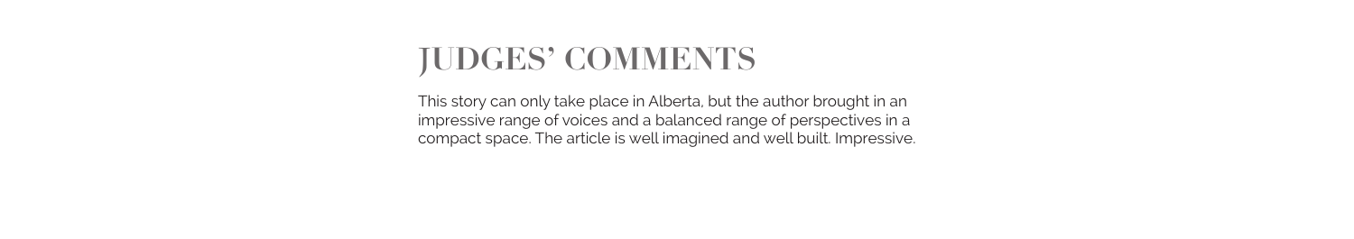# JUDGES' COMMENTS

This story can only take place in Alberta, but the author brought in an impressive range of voices and a balanced range of perspectives in a compact space. The article is well imagined and well built. Impressive.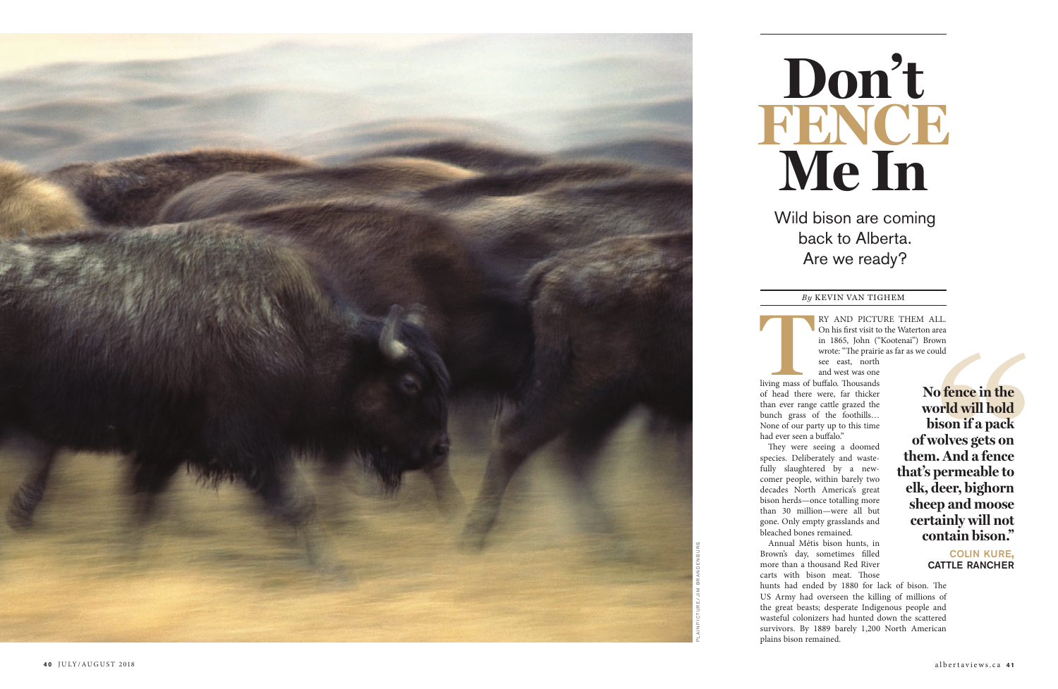# Don't FENCE Me In

Wild bison are coming back to Alberta. Are we ready?

*By* KEVIN VAN TIGHEM

TRY AND PICTURE THEM ALL. On his first visit to the Waterton area in 1865, John ("Kootenai") Brown wrote: "The prairie as far as we could see east, north and west was one living mass of buffalo. Thousands of head there were, far thicker than ever range cattle grazed the bunch grass of the foothills… None of our party up to this time had ever seen a buffalo."

They were seeing a doomed species. Deliberately and wastefully slaughtered by a newcomer people, within barely two decades North America's great bison herds—once totalling more than 30 million—were all but gone. Only empty grasslands and bleached bones remained.

Annual Métis bison hunts, in Brown's day, sometimes filled more than a thousand Red River carts with bison meat. Those hunts had ended by 1880 for lack of bison. The US Army had overseen the killing of millions of the great beasts; desperate Indigenous people and wasteful colonizers had hunted down the scattered survivors. By 1889 barely 1,200 North American plains bison remained.

> **"No fence in the world will hold bison if a pack of wolves gets on them. And a fence that's permeable to elk, deer, bighorn sheep and moose certainly will not contain bison."**
>
> COLIN KURE, CATTLE RANCHER

PLAINPICTURE/JIM BRANDENBURG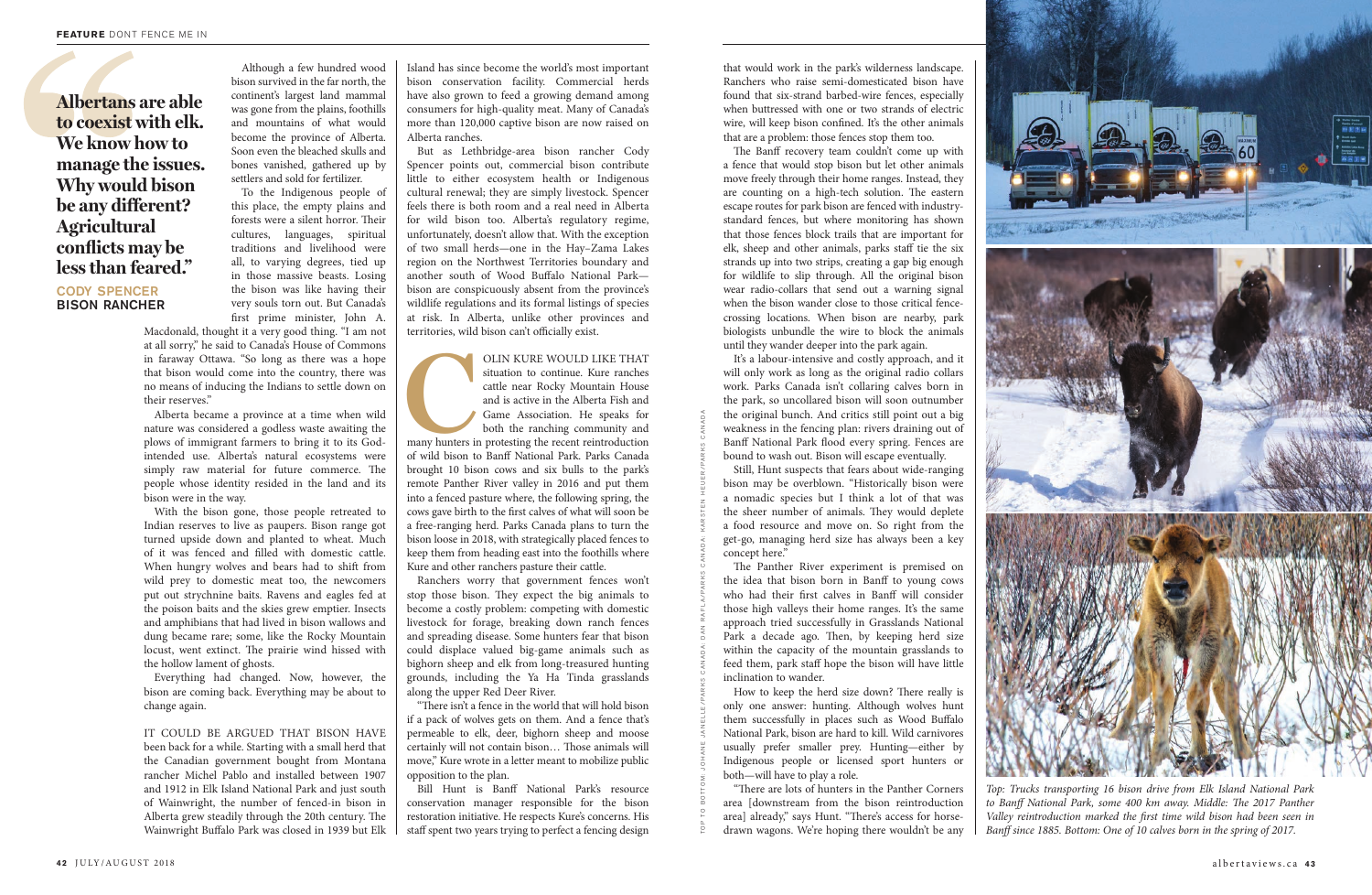> **"Albertans are able to coexist with elk. We know how to manage the issues. Why would bison be any different? Agricultural conflicts may be less than feared."**
>
> CODY SPENCER
> BISON RANCHER

Although a few hundred wood bison survived in the far north, the continent's largest land mammal was gone from the plains, foothills and mountains of what would become the province of Alberta. Soon even the bleached skulls and bones vanished, gathered up by settlers and sold for fertilizer.

To the Indigenous people of this place, the empty plains and forests were a silent horror. Their cultures, languages, spiritual traditions and livelihood were all, to varying degrees, tied up in those massive beasts. Losing the bison was like having their very souls torn out. But Canada's first prime minister, John A. Macdonald, thought it a very good thing. "I am not at all sorry," he said to Canada's House of Commons in faraway Ottawa. "So long as there was a hope that bison would come into the country, there was no means of inducing the Indians to settle down on their reserves."

Alberta became a province at a time when wild nature was considered a godless waste awaiting the plows of immigrant farmers to bring it to its God-intended use. Alberta's natural ecosystems were simply raw material for future commerce. The people whose identity resided in the land and its bison were in the way.

With the bison gone, those people retreated to Indian reserves to live as paupers. Bison range got turned upside down and planted to wheat. Much of it was fenced and filled with domestic cattle. When hungry wolves and bears had to shift from wild prey to domestic meat too, the newcomers put out strychnine baits. Ravens and eagles fed at the poison baits and the skies grew emptier. Insects and amphibians that had lived in bison wallows and dung became rare; some, like the Rocky Mountain locust, went extinct. The prairie wind hissed with the hollow lament of ghosts.

Everything had changed. Now, however, the bison are coming back. Everything may be about to change again.

IT COULD BE ARGUED THAT BISON HAVE been back for a while. Starting with a small herd that the Canadian government bought from Montana rancher Michel Pablo and installed between 1907 and 1912 in Elk Island National Park and just south of Wainwright, the number of fenced-in bison in Alberta grew steadily through the 20th century. The Wainwright Buffalo Park was closed in 1939 but Elk Island has since become the world's most important bison conservation facility. Commercial herds have also grown to feed a growing demand among consumers for high-quality meat. Many of Canada's more than 120,000 captive bison are now raised on Alberta ranches.

But as Lethbridge-area bison rancher Cody Spencer points out, commercial bison contribute little to either ecosystem health or Indigenous cultural renewal; they are simply livestock. Spencer feels there is both room and a real need in Alberta for wild bison too. Alberta's regulatory regime, unfortunately, doesn't allow that. With the exception of two small herds—one in the Hay–Zama Lakes region on the Northwest Territories boundary and another south of Wood Buffalo National Park—bison are conspicuously absent from the province's wildlife regulations and its formal listings of species at risk. In Alberta, unlike other provinces and territories, wild bison can't officially exist.

COLIN KURE WOULD LIKE THAT situation to continue. Kure ranches cattle near Rocky Mountain House and is active in the Alberta Fish and Game Association. He speaks for both the ranching community and many hunters in protesting the recent reintroduction of wild bison to Banff National Park. Parks Canada brought 10 bison cows and six bulls to the park's remote Panther River valley in 2016 and put them into a fenced pasture where, the following spring, the cows gave birth to the first calves of what will soon be a free-ranging herd. Parks Canada plans to turn the bison loose in 2018, with strategically placed fences to keep them from heading east into the foothills where Kure and other ranchers pasture their cattle.

Ranchers worry that government fences won't stop those bison. They expect the big animals to become a costly problem: competing with domestic livestock for forage, breaking down ranch fences and spreading disease. Some hunters fear that bison could displace valued big-game animals such as bighorn sheep and elk from long-treasured hunting grounds, including the Ya Ha Tinda grasslands along the upper Red Deer River.

"There isn't a fence in the world that will hold bison if a pack of wolves gets on them. And a fence that's permeable to elk, deer, bighorn sheep and moose certainly will not contain bison… Those animals will move," Kure wrote in a letter meant to mobilize public opposition to the plan.

Bill Hunt is Banff National Park's resource conservation manager responsible for the bison restoration initiative. He respects Kure's concerns. His staff spent two years trying to perfect a fencing design that would work in the park's wilderness landscape. Ranchers who raise semi-domesticated bison have found that six-strand barbed-wire fences, especially when buttressed with one or two strands of electric wire, will keep bison confined. It's the other animals that are a problem: those fences stop them too.

The Banff recovery team couldn't come up with a fence that would stop bison but let other animals move freely through their home ranges. Instead, they are counting on a high-tech solution. The eastern escape routes for park bison are fenced with industry-standard fences, but where monitoring has shown that those fences block trails that are important for elk, sheep and other animals, parks staff tie the six strands up into two strips, creating a gap big enough for wildlife to slip through. All the original bison wear radio-collars that send out a warning signal when the bison wander close to those critical fence-crossing locations. When bison are nearby, park biologists unbundle the wire to block the animals until they wander deeper into the park again.

It's a labour-intensive and costly approach, and it will only work as long as the original radio collars work. Parks Canada isn't collaring calves born in the park, so uncollared bison will soon outnumber the original bunch. And critics still point out a big weakness in the fencing plan: rivers draining out of Banff National Park flood every spring. Fences are bound to wash out. Bison will escape eventually.

Still, Hunt suspects that fears about wide-ranging bison may be overblown. "Historically bison were a nomadic species but I think a lot of that was the sheer number of animals. They would deplete a food resource and move on. So right from the get-go, managing herd size has always been a key concept here."

The Panther River experiment is premised on the idea that bison born in Banff to young cows who had their first calves in Banff will consider those high valleys their home ranges. It's the same approach tried successfully in Grasslands National Park a decade ago. Then, by keeping herd size within the capacity of the mountain grasslands to feed them, park staff hope the bison will have little inclination to wander.

How to keep the herd size down? There really is only one answer: hunting. Although wolves hunt them successfully in places such as Wood Buffalo National Park, bison are hard to kill. Wild carnivores usually prefer smaller prey. Hunting—either by Indigenous people or licensed sport hunters or both—will have to play a role.

"There are lots of hunters in the Panther Corners area [downstream from the bison reintroduction area] already," says Hunt. "There's access for horse-drawn wagons. We're hoping there wouldn't be any

*Top: Trucks transporting 16 bison drive from Elk Island National Park to Banff National Park, some 400 km away. Middle: The 2017 Panther Valley reintroduction marked the first time wild bison had been seen in Banff since 1885. Bottom: One of 10 calves born in the spring of 2017.*

TOP TO BOTTOM: JOHANE JANELLE/PARKS CANADA; DAN RAFLA/PARKS CANADA; KARSTEN HEUER/PARKS CANADA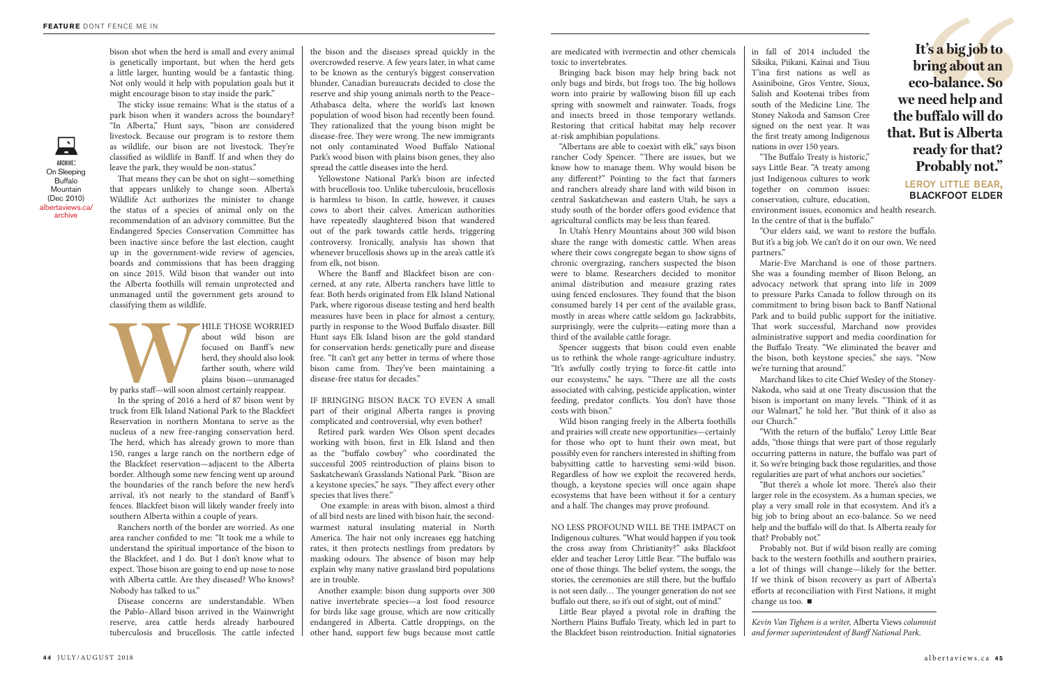bison shot when the herd is small and every animal is genetically important, but when the herd gets a little larger, hunting would be a fantastic thing. Not only would it help with population goals but it might encourage bison to stay inside the park."

The sticky issue remains: What is the status of a park bison when it wanders across the boundary? "In Alberta," Hunt says, "bison are considered livestock. Because our program is to restore them as wildlife, our bison are not livestock. They're classified as wildlife in Banff. If and when they do leave the park, they would be non-status."

ARCHIVE: On Sleeping Buffalo Mountain (Dec 2010) albertaviews.ca/archive

That means they can be shot on sight—something that appears unlikely to change soon. Alberta's Wildlife Act authorizes the minister to change the status of a species of animal only on the recommendation of an advisory committee. But the Endangered Species Conservation Committee has been inactive since before the last election, caught up in the government-wide review of agencies, boards and commissions that has been dragging on since 2015. Wild bison that wander out into the Alberta foothills will remain unprotected and unmanaged until the government gets around to classifying them as wildlife.

WHILE THOSE WORRIED about wild bison are focused on Banff's new herd, they should also look farther south, where wild plains bison—unmanaged by parks staff—will soon almost certainly reappear.

In the spring of 2016 a herd of 87 bison went by truck from Elk Island National Park to the Blackfeet Reservation in northern Montana to serve as the nucleus of a new free-ranging conservation herd. The herd, which has already grown to more than 150, ranges a large ranch on the northern edge of the Blackfeet reservation—adjacent to the Alberta border. Although some new fencing went up around the boundaries of the ranch before the new herd's arrival, it's not nearly to the standard of Banff's fences. Blackfeet bison will likely wander freely into southern Alberta within a couple of years.

Ranchers north of the border are worried. As one area rancher confided to me: "It took me a while to understand the spiritual importance of the bison to the Blackfeet, and I do. But I don't know what to expect. Those bison are going to end up nose to nose with Alberta cattle. Are they diseased? Who knows? Nobody has talked to us."

Disease concerns are understandable. When the Pablo–Allard bison arrived in the Wainwright reserve, area cattle herds already harboured tuberculosis and brucellosis. The cattle infected the bison and the diseases spread quickly in the overcrowded reserve. A few years later, in what came to be known as the century's biggest conservation blunder, Canadian bureaucrats decided to close the reserve and ship young animals north to the Peace–Athabasca delta, where the world's last known population of wood bison had recently been found. They rationalized that the young bison might be disease-free. They were wrong. The new immigrants not only contaminated Wood Buffalo National Park's wood bison with plains bison genes, they also spread the cattle diseases into the herd.

Yellowstone National Park's bison are infected with brucellosis too. Unlike tuberculosis, brucellosis is harmless to bison. In cattle, however, it causes cows to abort their calves. American authorities have repeatedly slaughtered bison that wandered out of the park towards cattle herds, triggering controversy. Ironically, analysis has shown that whenever brucellosis shows up in the area's cattle it's from elk, not bison.

Where the Banff and Blackfeet bison are concerned, at any rate, Alberta ranchers have little to fear. Both herds originated from Elk Island National Park, where rigorous disease testing and herd health measures have been in place for almost a century, partly in response to the Wood Buffalo disaster. Bill Hunt says Elk Island bison are the gold standard for conservation herds: genetically pure and disease free. "It can't get any better in terms of where those bison came from. They've been maintaining a disease-free status for decades."

IF BRINGING BISON BACK TO EVEN A small part of their original Alberta ranges is proving complicated and controversial, why even bother?

Retired park warden Wes Olson spent decades working with bison, first in Elk Island and then as the "buffalo cowboy" who coordinated the successful 2005 reintroduction of plains bison to Saskatchewan's Grasslands National Park. "Bison are a keystone species," he says. "They affect every other species that lives there."

One example: in areas with bison, almost a third of all bird nests are lined with bison hair, the second-warmest natural insulating material in North America. The hair not only increases egg hatching rates, it then protects nestlings from predators by masking odours. The absence of bison may help explain why many native grassland bird populations are in trouble.

Another example: bison dung supports over 300 native invertebrate species—a lost food resource for birds like sage grouse, which are now critically endangered in Alberta. Cattle droppings, on the other hand, support few bugs because most cattle are medicated with ivermectin and other chemicals toxic to invertebrates.

Bringing back bison may help bring back not only bugs and birds, but frogs too. The big hollows worn into prairie by wallowing bison fill up each spring with snowmelt and rainwater. Toads, frogs and insects breed in those temporary wetlands. Restoring that critical habitat may help recover at-risk amphibian populations.

"Albertans are able to coexist with elk," says bison rancher Cody Spencer. "There are issues, but we know how to manage them. Why would bison be any different?" Pointing to the fact that farmers and ranchers already share land with wild bison in central Saskatchewan and eastern Utah, he says a study south of the border offers good evidence that agricultural conflicts may be less than feared.

In Utah's Henry Mountains about 300 wild bison share the range with domestic cattle. When areas where their cows congregate began to show signs of chronic overgrazing, ranchers suspected the bison were to blame. Researchers decided to monitor animal distribution and measure grazing rates using fenced enclosures. They found that the bison consumed barely 14 per cent of the available grass, mostly in areas where cattle seldom go. Jackrabbits, surprisingly, were the culprits—eating more than a third of the available cattle forage.

Spencer suggests that bison could even enable us to rethink the whole range-agriculture industry. "It's awfully costly trying to force-fit cattle into our ecosystems," he says. "There are all the costs associated with calving, pesticide application, winter feeding, predator conflicts. You don't have those costs with bison."

Wild bison ranging freely in the Alberta foothills and prairies will create new opportunities—certainly for those who opt to hunt their own meat, but possibly even for ranchers interested in shifting from babysitting cattle to harvesting semi-wild bison. Regardless of how we exploit the recovered herds, though, a keystone species will once again shape ecosystems that have been without it for a century and a half. The changes may prove profound.

NO LESS PROFOUND WILL BE THE IMPACT on Indigenous cultures. "What would happen if you took the cross away from Christianity?" asks Blackfoot elder and teacher Leroy Little Bear. "The buffalo was one of those things. The belief system, the songs, the stories, the ceremonies are still there, but the buffalo is not seen daily… The younger generation do not see buffalo out there, so it's out of sight, out of mind."

Little Bear played a pivotal role in drafting the Northern Plains Buffalo Treaty, which led in part to the Blackfeet bison reintroduction. Initial signatories in fall of 2014 included the Siksika, Piikani, Kainai and Tsuu T'ina first nations as well as Assiniboine, Gros Ventre, Sioux, Salish and Kootenai tribes from south of the Medicine Line. The Stoney Nakoda and Samson Cree signed on the next year. It was the first treaty among Indigenous nations in over 150 years.

> **It's a big job to bring about an eco-balance. So we need help and the buffalo will do that. But is Alberta ready for that? Probably not."**
>
> LEROY LITTLE BEAR, BLACKFOOT ELDER

"The Buffalo Treaty is historic," says Little Bear. "A treaty among just Indigenous cultures to work together on common issues: conservation, culture, education, environment issues, economics and health research. In the centre of that is the buffalo."

"Our elders said, we want to restore the buffalo. But it's a big job. We can't do it on our own. We need partners."

Marie-Eve Marchand is one of those partners. She was a founding member of Bison Belong, an advocacy network that sprang into life in 2009 to pressure Parks Canada to follow through on its commitment to bring bison back to Banff National Park and to build public support for the initiative. That work successful, Marchand now provides administrative support and media coordination for the Buffalo Treaty. "We eliminated the beaver and the bison, both keystone species," she says. "Now we're turning that around."

Marchand likes to cite Chief Wesley of the Stoney-Nakoda, who said at one Treaty discussion that the bison is important on many levels. "Think of it as our Walmart," he told her. "But think of it also as our Church."

"With the return of the buffalo," Leroy Little Bear adds, "those things that were part of those regularly occurring patterns in nature, the buffalo was part of it. So we're bringing back those regularities, and those regularities are part of what anchors our societies."

"But there's a whole lot more. There's also their larger role in the ecosystem. As a human species, we play a very small role in that ecosystem. And it's a big job to bring about an eco-balance. So we need help and the buffalo will do that. Is Alberta ready for that? Probably not."

Probably not. But if wild bison really are coming back to the western foothills and southern prairies, a lot of things will change—likely for the better. If we think of bison recovery as part of Alberta's efforts at reconciliation with First Nations, it might change us too. ■

*Kevin Van Tighem is a writer, Alberta Views columnist and former superintendent of Banff National Park.*